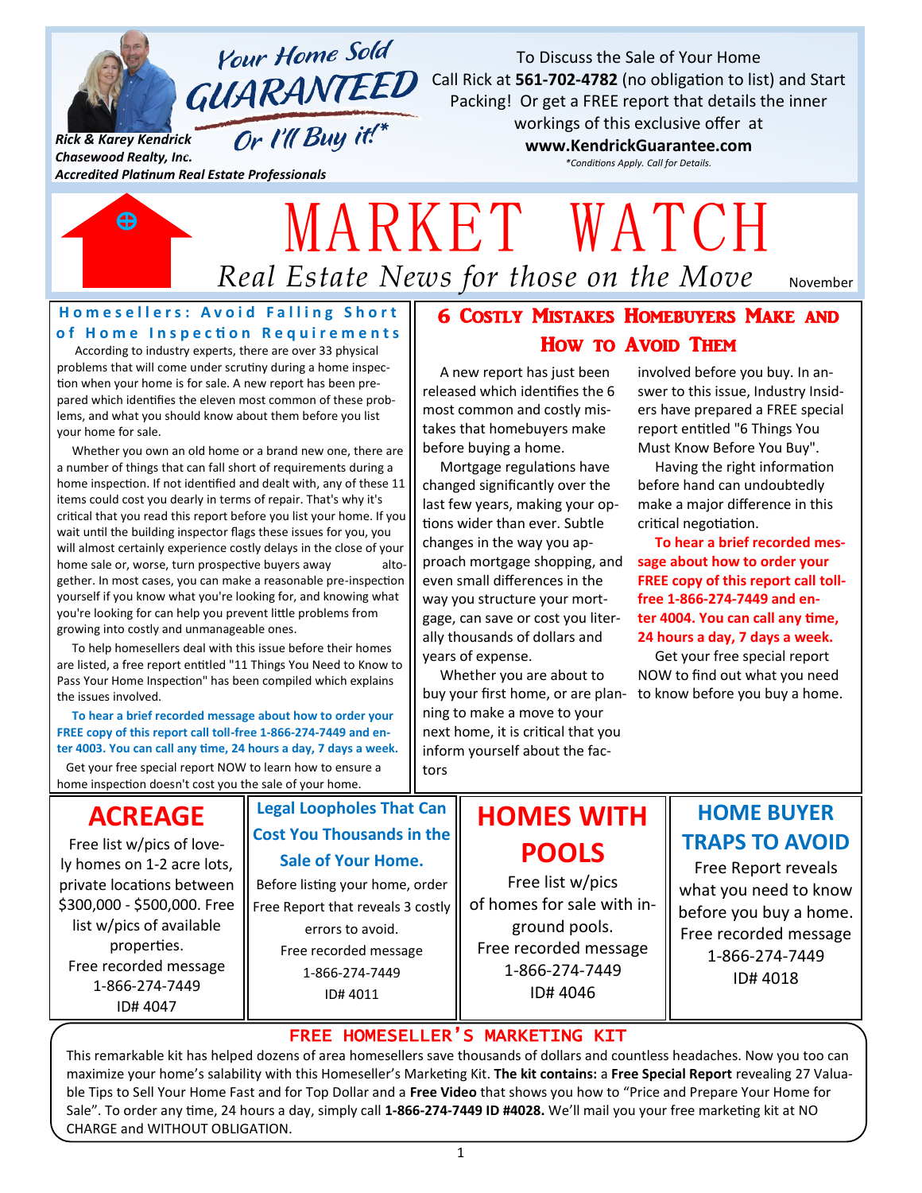*Your Home Sold*
# GUARANTEED
*Or I'll Buy it!\**

*Rick & Karey Kendrick*
*Chasewood Realty, Inc.*
*Accredited Platinum Real Estate Professionals*

To Discuss the Sale of Your Home Call Rick at **561-702-4782** (no obligation to list) and Start Packing! Or get a FREE report that details the inner workings of this exclusive offer at
**www.KendrickGuarantee.com**
*\*Conditions Apply. Call for Details.*

# MARKET WATCH

*Real Estate News for those on the Move*

November

## Homesellers: Avoid Falling Short of Home Inspection Requirements

According to industry experts, there are over 33 physical problems that will come under scrutiny during a home inspection when your home is for sale. A new report has been prepared which identifies the eleven most common of these problems, and what you should know about them before you list your home for sale.

Whether you own an old home or a brand new one, there are a number of things that can fall short of requirements during a home inspection. If not identified and dealt with, any of these 11 items could cost you dearly in terms of repair. That's why it's critical that you read this report before you list your home. If you wait until the building inspector flags these issues for you, you will almost certainly experience costly delays in the close of your home sale or, worse, turn prospective buyers away altogether. In most cases, you can make a reasonable pre-inspection yourself if you know what you're looking for, and knowing what you're looking for can help you prevent little problems from growing into costly and unmanageable ones.

To help homesellers deal with this issue before their homes are listed, a free report entitled "11 Things You Need to Know to Pass Your Home Inspection" has been compiled which explains the issues involved.

**To hear a brief recorded message about how to order your FREE copy of this report call toll-free 1-866-274-7449 and enter 4003. You can call any time, 24 hours a day, 7 days a week.**

Get your free special report NOW to learn how to ensure a home inspection doesn't cost you the sale of your home.

## 6 Costly Mistakes Homebuyers Make and How to Avoid Them

A new report has just been released which identifies the 6 most common and costly mistakes that homebuyers make before buying a home.

Mortgage regulations have changed significantly over the last few years, making your options wider than ever. Subtle changes in the way you approach mortgage shopping, and even small differences in the way you structure your mortgage, can save or cost you literally thousands of dollars and years of expense.

Whether you are about to buy your first home, or are planning to make a move to your next home, it is critical that you inform yourself about the factors involved before you buy. In answer to this issue, Industry Insiders have prepared a FREE special report entitled "6 Things You Must Know Before You Buy".

Having the right information before hand can undoubtedly make a major difference in this critical negotiation.

**To hear a brief recorded message about how to order your FREE copy of this report call toll-free 1-866-274-7449 and enter 4004. You can call any time, 24 hours a day, 7 days a week.**

Get your free special report NOW to find out what you need to know before you buy a home.

## ACREAGE

Free list w/pics of lovely homes on 1-2 acre lots, private locations between $300,000 - $500,000. Free list w/pics of available properties.
Free recorded message
1-866-274-7449
ID# 4047

## Legal Loopholes That Can Cost You Thousands in the Sale of Your Home.

Before listing your home, order Free Report that reveals 3 costly errors to avoid.
Free recorded message
1-866-274-7449
ID# 4011

## HOMES WITH POOLS

Free list w/pics of homes for sale with inground pools.
Free recorded message
1-866-274-7449
ID# 4046

## HOME BUYER TRAPS TO AVOID

Free Report reveals what you need to know before you buy a home.
Free recorded message
1-866-274-7449
ID# 4018

## FREE HOMESELLER'S MARKETING KIT

This remarkable kit has helped dozens of area homesellers save thousands of dollars and countless headaches. Now you too can maximize your home's salability with this Homeseller's Marketing Kit. **The kit contains:** a **Free Special Report** revealing 27 Valuable Tips to Sell Your Home Fast and for Top Dollar and a **Free Video** that shows you how to "Price and Prepare Your Home for Sale". To order any time, 24 hours a day, simply call **1-866-274-7449 ID #4028.** We'll mail you your free marketing kit at NO CHARGE and WITHOUT OBLIGATION.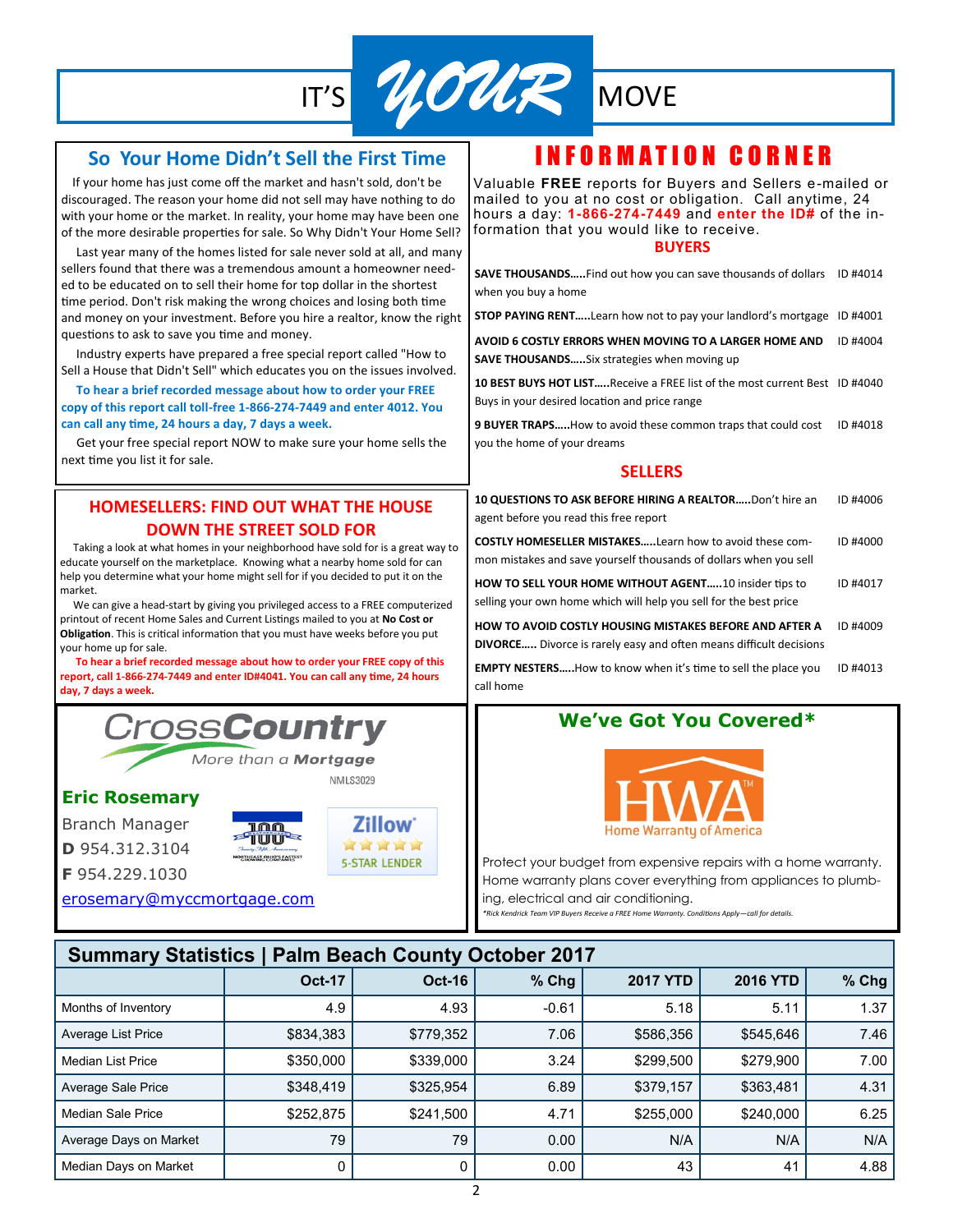# IT'S YOUR MOVE

## So Your Home Didn't Sell the First Time

If your home has just come off the market and hasn't sold, don't be discouraged. The reason your home did not sell may have nothing to do with your home or the market. In reality, your home may have been one of the more desirable properties for sale. So Why Didn't Your Home Sell?

Last year many of the homes listed for sale never sold at all, and many sellers found that there was a tremendous amount a homeowner needed to be educated on to sell their home for top dollar in the shortest time period. Don't risk making the wrong choices and losing both time and money on your investment. Before you hire a realtor, know the right questions to ask to save you time and money.

Industry experts have prepared a free special report called "How to Sell a House that Didn't Sell" which educates you on the issues involved.

**To hear a brief recorded message about how to order your FREE copy of this report call toll-free 1-866-274-7449 and enter 4012. You can call any time, 24 hours a day, 7 days a week.**

Get your free special report NOW to make sure your home sells the next time you list it for sale.

## HOMESELLERS: FIND OUT WHAT THE HOUSE DOWN THE STREET SOLD FOR

Taking a look at what homes in your neighborhood have sold for is a great way to educate yourself on the marketplace. Knowing what a nearby home sold for can help you determine what your home might sell for if you decided to put it on the market.

We can give a head-start by giving you privileged access to a FREE computerized printout of recent Home Sales and Current Listings mailed to you at **No Cost or Obligation**. This is critical information that you must have weeks before you put your home up for sale.

**To hear a brief recorded message about how to order your FREE copy of this report, call 1-866-274-7449 and enter ID#4041. You can call any time, 24 hours day, 7 days a week.**

CrossCountry
More than a Mortgage
NMLS3029

**Eric Rosemary**
Branch Manager
**D** 954.312.3104
**F** 954.229.1030
erosemary@myccmortgage.com

Zillow 5-STAR LENDER

## INFORMATION CORNER

Valuable **FREE** reports for Buyers and Sellers e-mailed or mailed to you at no cost or obligation. Call anytime, 24 hours a day: **1-866-274-7449** and **enter the ID#** of the information that you would like to receive.

### BUYERS

| | |
|---|---|
| **SAVE THOUSANDS.....**Find out how you can save thousands of dollars when you buy a home | ID #4014 |
| **STOP PAYING RENT.....**Learn how not to pay your landlord's mortgage | ID #4001 |
| **AVOID 6 COSTLY ERRORS WHEN MOVING TO A LARGER HOME AND SAVE THOUSANDS.....**Six strategies when moving up | ID #4004 |
| **10 BEST BUYS HOT LIST.....**Receive a FREE list of the most current Best Buys in your desired location and price range | ID #4040 |
| **9 BUYER TRAPS.....**How to avoid these common traps that could cost you the home of your dreams | ID #4018 |

### SELLERS

| | |
|---|---|
| **10 QUESTIONS TO ASK BEFORE HIRING A REALTOR.....**Don't hire an agent before you read this free report | ID #4006 |
| **COSTLY HOMESELLER MISTAKES.....**Learn how to avoid these common mistakes and save yourself thousands of dollars when you sell | ID #4000 |
| **HOW TO SELL YOUR HOME WITHOUT AGENT.....**10 insider tips to selling your own home which will help you sell for the best price | ID #4017 |
| **HOW TO AVOID COSTLY HOUSING MISTAKES BEFORE AND AFTER A DIVORCE.....** Divorce is rarely easy and often means difficult decisions | ID #4009 |
| **EMPTY NESTERS.....**How to know when it's time to sell the place you call home | ID #4013 |

## We've Got You Covered*

HWA Home Warranty of America

Protect your budget from expensive repairs with a home warranty. Home warranty plans cover everything from appliances to plumbing, electrical and air conditioning.

*Rick Kendrick Team VIP Buyers Receive a FREE Home Warranty. Conditions Apply—call for details.

## Summary Statistics | Palm Beach County October 2017

| | Oct-17 | Oct-16 | % Chg | 2017 YTD | 2016 YTD | % Chg |
|---|---|---|---|---|---|---|
| Months of Inventory | 4.9 | 4.93 | -0.61 | 5.18 | 5.11 | 1.37 |
| Average List Price | $834,383 | $779,352 | 7.06 | $586,356 | $545,646 | 7.46 |
| Median List Price | $350,000 | $339,000 | 3.24 | $299,500 | $279,900 | 7.00 |
| Average Sale Price | $348,419 | $325,954 | 6.89 | $379,157 | $363,481 | 4.31 |
| Median Sale Price | $252,875 | $241,500 | 4.71 | $255,000 | $240,000 | 6.25 |
| Average Days on Market | 79 | 79 | 0.00 | N/A | N/A | N/A |
| Median Days on Market | 0 | 0 | 0.00 | 43 | 41 | 4.88 |